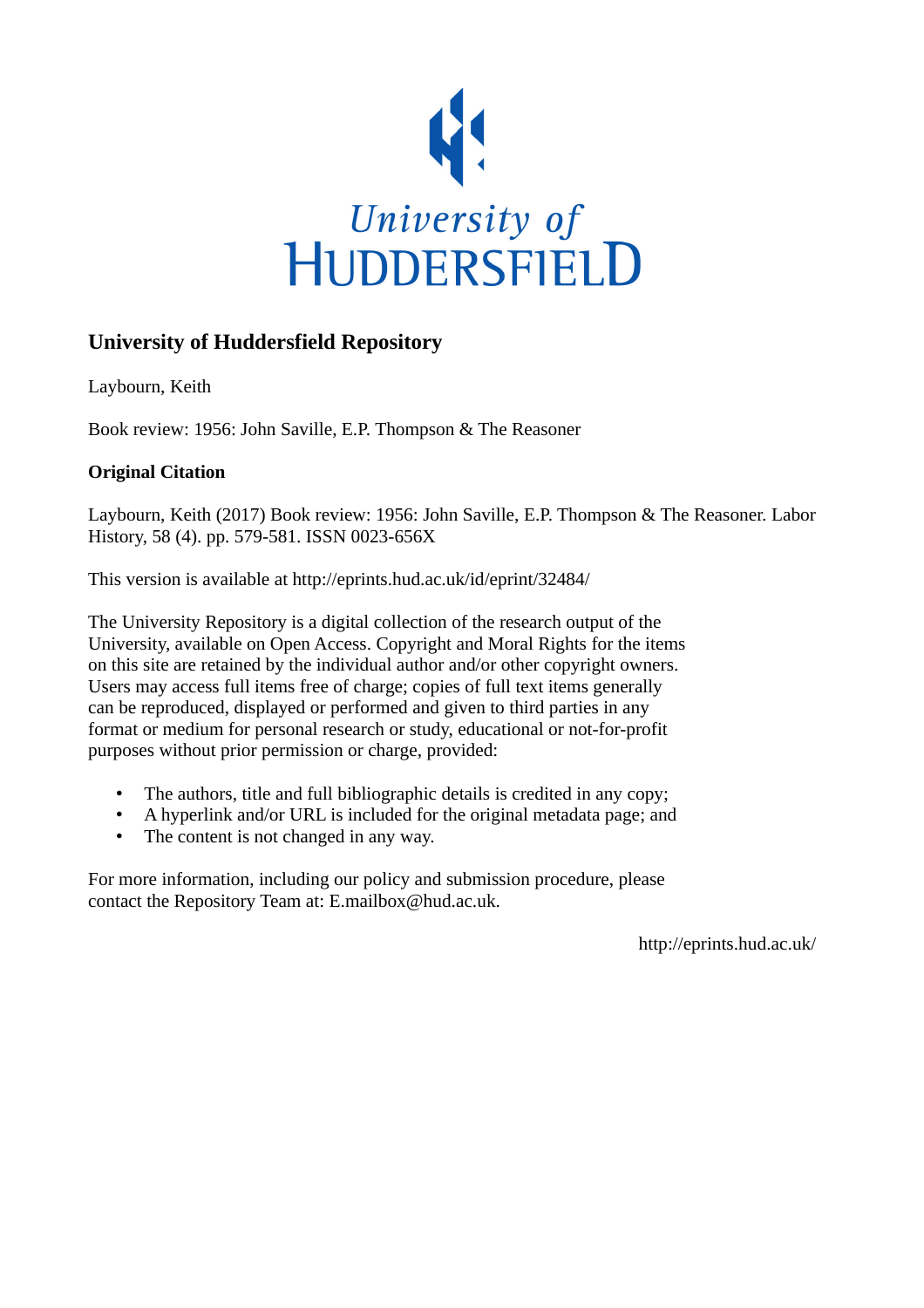University of HUDDERSFIELD

## University of Huddersfield Repository

Laybourn, Keith

Book review: 1956: John Saville, E.P. Thompson & The Reasoner

### Original Citation

Laybourn, Keith (2017) Book review: 1956: John Saville, E.P. Thompson & The Reasoner. Labor History, 58 (4). pp. 579-581. ISSN 0023-656X

This version is available at http://eprints.hud.ac.uk/id/eprint/32484/

The University Repository is a digital collection of the research output of the University, available on Open Access. Copyright and Moral Rights for the items on this site are retained by the individual author and/or other copyright owners. Users may access full items free of charge; copies of full text items generally can be reproduced, displayed or performed and given to third parties in any format or medium for personal research or study, educational or not-for-profit purposes without prior permission or charge, provided:

- The authors, title and full bibliographic details is credited in any copy;
- A hyperlink and/or URL is included for the original metadata page; and
- The content is not changed in any way.

For more information, including our policy and submission procedure, please contact the Repository Team at: E.mailbox@hud.ac.uk.

http://eprints.hud.ac.uk/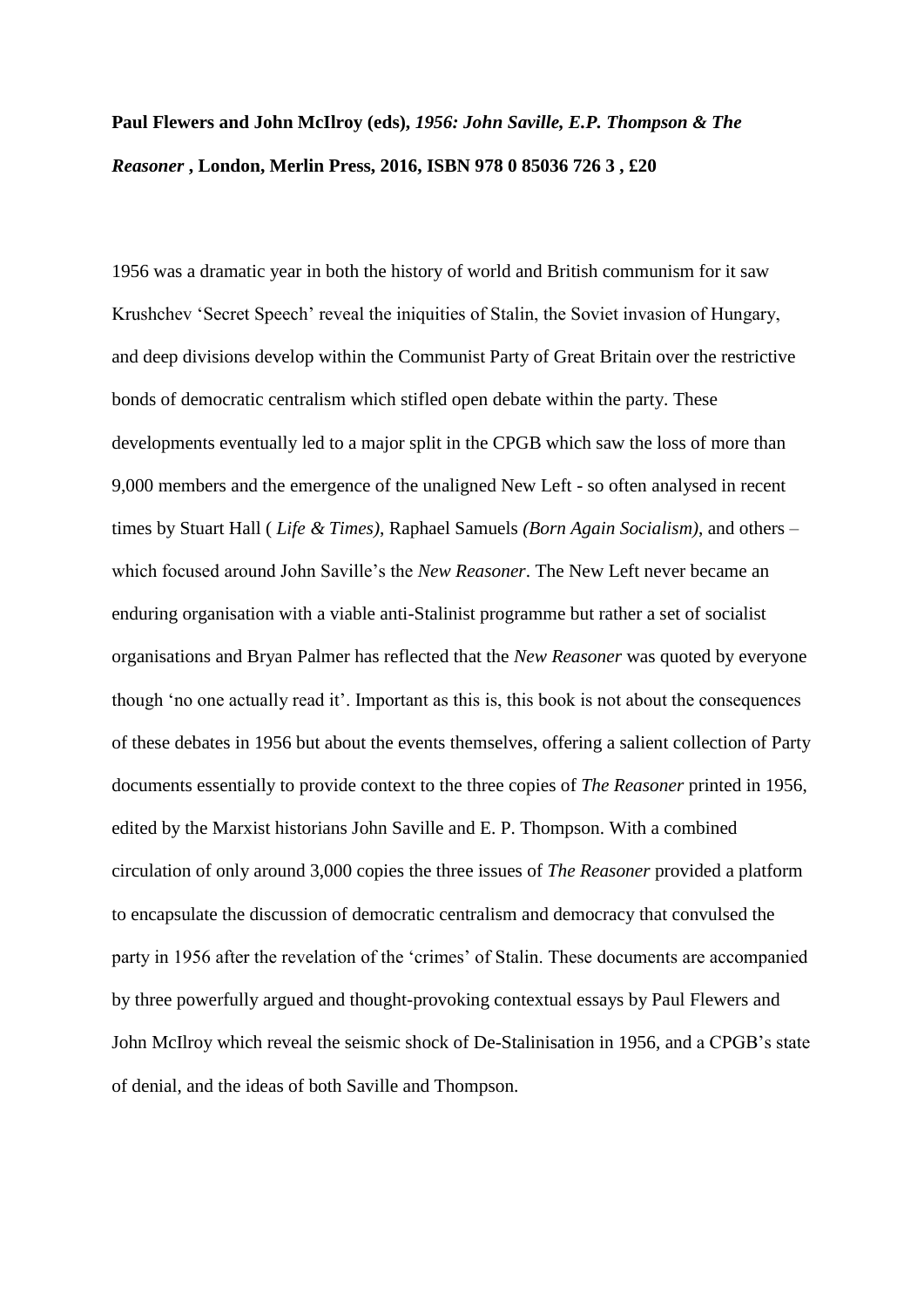**Paul Flewers and John McIlroy (eds),** ***1956: John Saville, E.P. Thompson & The Reasoner*** **, London, Merlin Press, 2016, ISBN 978 0 85036 726 3 , £20**

1956 was a dramatic year in both the history of world and British communism for it saw Krushchev 'Secret Speech' reveal the iniquities of Stalin, the Soviet invasion of Hungary, and deep divisions develop within the Communist Party of Great Britain over the restrictive bonds of democratic centralism which stifled open debate within the party. These developments eventually led to a major split in the CPGB which saw the loss of more than 9,000 members and the emergence of the unaligned New Left - so often analysed in recent times by Stuart Hall ( *Life & Times)*, Raphael Samuels *(Born Again Socialism)*, and others – which focused around John Saville's the *New Reasoner*. The New Left never became an enduring organisation with a viable anti-Stalinist programme but rather a set of socialist organisations and Bryan Palmer has reflected that the *New Reasoner* was quoted by everyone though 'no one actually read it'. Important as this is, this book is not about the consequences of these debates in 1956 but about the events themselves, offering a salient collection of Party documents essentially to provide context to the three copies of *The Reasoner* printed in 1956, edited by the Marxist historians John Saville and E. P. Thompson. With a combined circulation of only around 3,000 copies the three issues of *The Reasoner* provided a platform to encapsulate the discussion of democratic centralism and democracy that convulsed the party in 1956 after the revelation of the 'crimes' of Stalin. These documents are accompanied by three powerfully argued and thought-provoking contextual essays by Paul Flewers and John McIlroy which reveal the seismic shock of De-Stalinisation in 1956, and a CPGB's state of denial, and the ideas of both Saville and Thompson.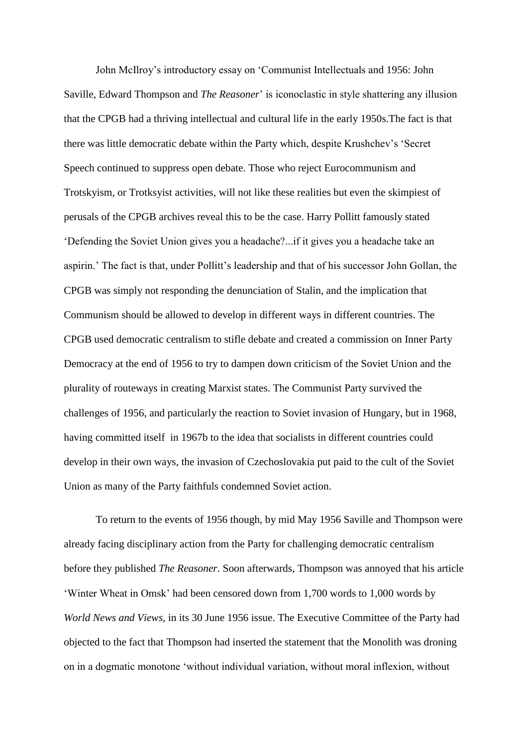John McIlroy's introductory essay on 'Communist Intellectuals and 1956: John Saville, Edward Thompson and *The Reasoner*' is iconoclastic in style shattering any illusion that the CPGB had a thriving intellectual and cultural life in the early 1950s.The fact is that there was little democratic debate within the Party which, despite Krushchev's 'Secret Speech continued to suppress open debate. Those who reject Eurocommunism and Trotskyism, or Trotksyist activities, will not like these realities but even the skimpiest of perusals of the CPGB archives reveal this to be the case. Harry Pollitt famously stated 'Defending the Soviet Union gives you a headache?...if it gives you a headache take an aspirin.' The fact is that, under Pollitt's leadership and that of his successor John Gollan, the CPGB was simply not responding the denunciation of Stalin, and the implication that Communism should be allowed to develop in different ways in different countries. The CPGB used democratic centralism to stifle debate and created a commission on Inner Party Democracy at the end of 1956 to try to dampen down criticism of the Soviet Union and the plurality of routeways in creating Marxist states. The Communist Party survived the challenges of 1956, and particularly the reaction to Soviet invasion of Hungary, but in 1968, having committed itself in 1967b to the idea that socialists in different countries could develop in their own ways, the invasion of Czechoslovakia put paid to the cult of the Soviet Union as many of the Party faithfuls condemned Soviet action.

To return to the events of 1956 though, by mid May 1956 Saville and Thompson were already facing disciplinary action from the Party for challenging democratic centralism before they published *The Reasoner.* Soon afterwards, Thompson was annoyed that his article 'Winter Wheat in Omsk' had been censored down from 1,700 words to 1,000 words by *World News and Views*, in its 30 June 1956 issue. The Executive Committee of the Party had objected to the fact that Thompson had inserted the statement that the Monolith was droning on in a dogmatic monotone 'without individual variation, without moral inflexion, without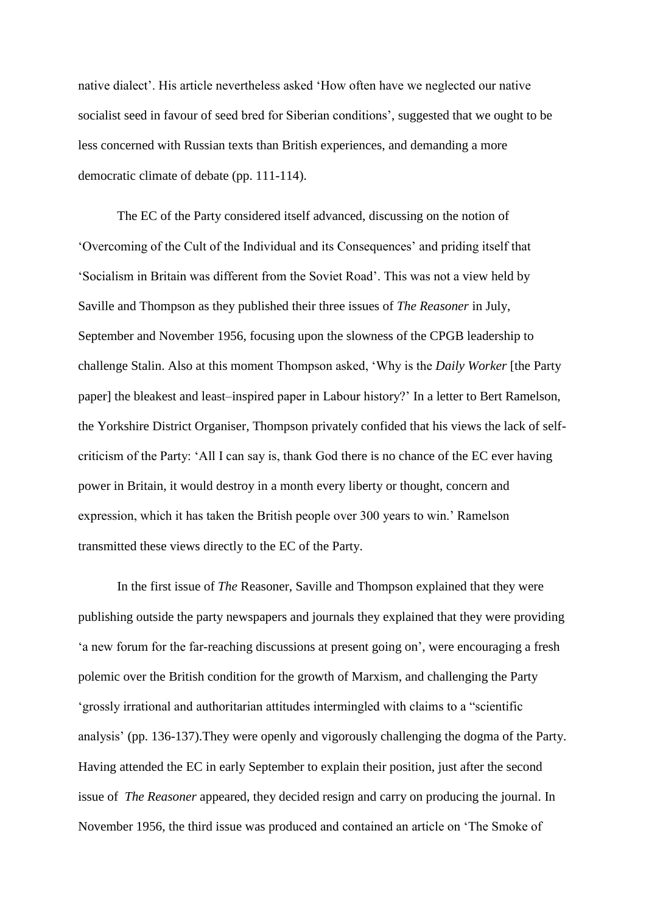native dialect'. His article nevertheless asked 'How often have we neglected our native socialist seed in favour of seed bred for Siberian conditions', suggested that we ought to be less concerned with Russian texts than British experiences, and demanding a more democratic climate of debate (pp. 111-114).

The EC of the Party considered itself advanced, discussing on the notion of 'Overcoming of the Cult of the Individual and its Consequences' and priding itself that 'Socialism in Britain was different from the Soviet Road'. This was not a view held by Saville and Thompson as they published their three issues of *The Reasoner* in July, September and November 1956, focusing upon the slowness of the CPGB leadership to challenge Stalin. Also at this moment Thompson asked, 'Why is the *Daily Worker* [the Party paper] the bleakest and least–inspired paper in Labour history?' In a letter to Bert Ramelson, the Yorkshire District Organiser, Thompson privately confided that his views the lack of self-criticism of the Party: 'All I can say is, thank God there is no chance of the EC ever having power in Britain, it would destroy in a month every liberty or thought, concern and expression, which it has taken the British people over 300 years to win.' Ramelson transmitted these views directly to the EC of the Party.

In the first issue of *The* Reasoner, Saville and Thompson explained that they were publishing outside the party newspapers and journals they explained that they were providing 'a new forum for the far-reaching discussions at present going on', were encouraging a fresh polemic over the British condition for the growth of Marxism, and challenging the Party 'grossly irrational and authoritarian attitudes intermingled with claims to a "scientific analysis' (pp. 136-137).They were openly and vigorously challenging the dogma of the Party. Having attended the EC in early September to explain their position, just after the second issue of *The Reasoner* appeared, they decided resign and carry on producing the journal. In November 1956, the third issue was produced and contained an article on 'The Smoke of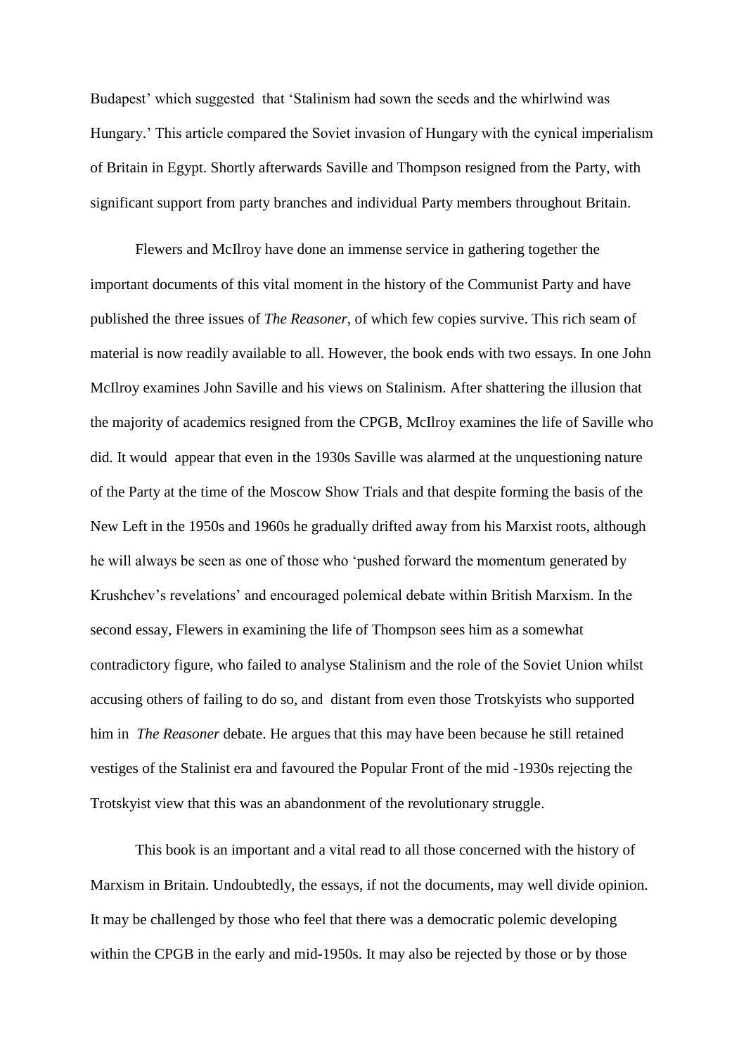Budapest' which suggested that 'Stalinism had sown the seeds and the whirlwind was Hungary.' This article compared the Soviet invasion of Hungary with the cynical imperialism of Britain in Egypt. Shortly afterwards Saville and Thompson resigned from the Party, with significant support from party branches and individual Party members throughout Britain.

Flewers and McIlroy have done an immense service in gathering together the important documents of this vital moment in the history of the Communist Party and have published the three issues of *The Reasoner*, of which few copies survive. This rich seam of material is now readily available to all. However, the book ends with two essays. In one John McIlroy examines John Saville and his views on Stalinism. After shattering the illusion that the majority of academics resigned from the CPGB, McIlroy examines the life of Saville who did. It would appear that even in the 1930s Saville was alarmed at the unquestioning nature of the Party at the time of the Moscow Show Trials and that despite forming the basis of the New Left in the 1950s and 1960s he gradually drifted away from his Marxist roots, although he will always be seen as one of those who 'pushed forward the momentum generated by Krushchev's revelations' and encouraged polemical debate within British Marxism. In the second essay, Flewers in examining the life of Thompson sees him as a somewhat contradictory figure, who failed to analyse Stalinism and the role of the Soviet Union whilst accusing others of failing to do so, and distant from even those Trotskyists who supported him in *The Reasoner* debate. He argues that this may have been because he still retained vestiges of the Stalinist era and favoured the Popular Front of the mid -1930s rejecting the Trotskyist view that this was an abandonment of the revolutionary struggle.

This book is an important and a vital read to all those concerned with the history of Marxism in Britain. Undoubtedly, the essays, if not the documents, may well divide opinion. It may be challenged by those who feel that there was a democratic polemic developing within the CPGB in the early and mid-1950s. It may also be rejected by those or by those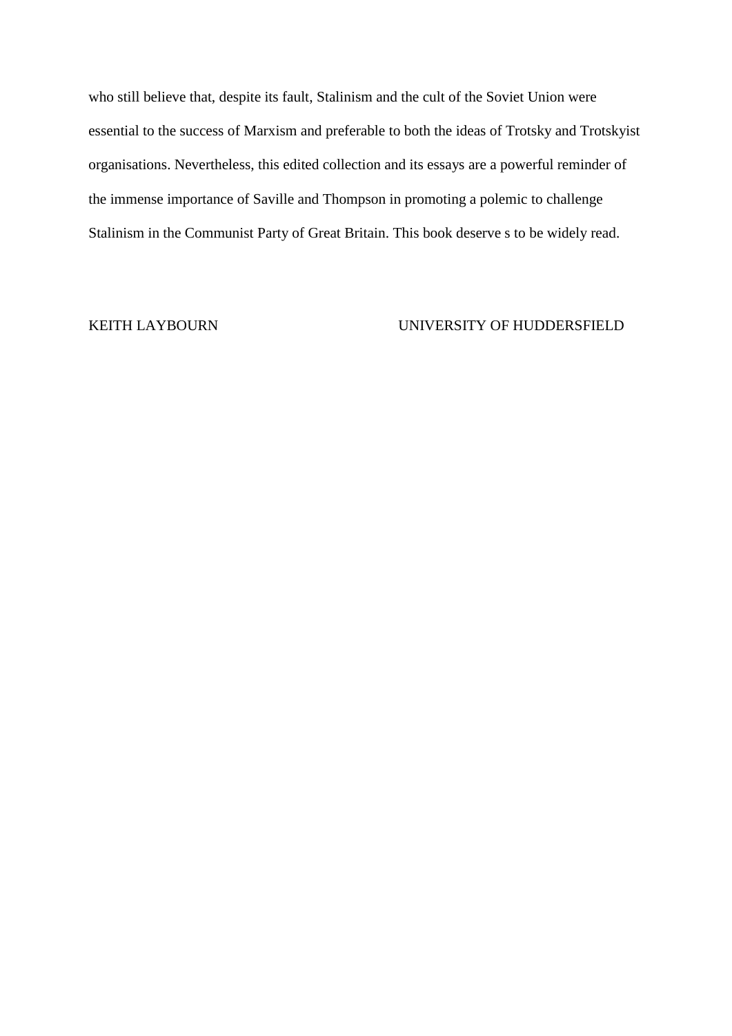who still believe that, despite its fault, Stalinism and the cult of the Soviet Union were essential to the success of Marxism and preferable to both the ideas of Trotsky and Trotskyist organisations. Nevertheless, this edited collection and its essays are a powerful reminder of the immense importance of Saville and Thompson in promoting a polemic to challenge Stalinism in the Communist Party of Great Britain. This book deserve s to be widely read.

KEITH LAYBOURN UNIVERSITY OF HUDDERSFIELD